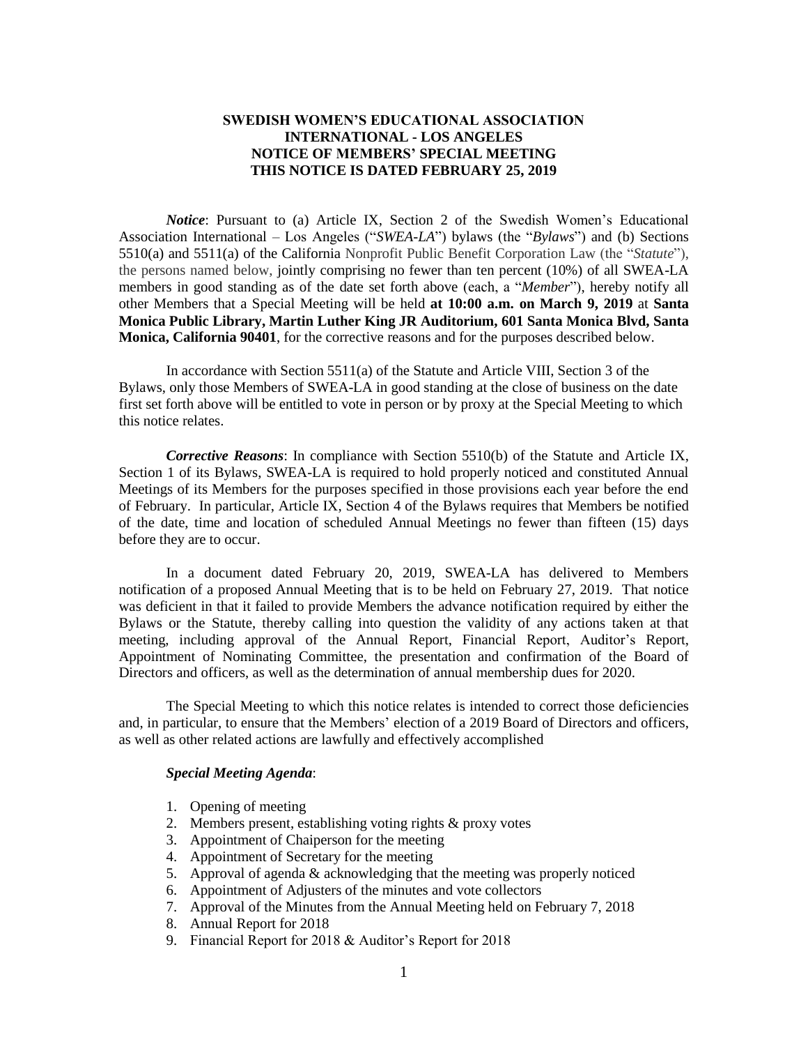**SWEDISH WOMEN'S EDUCATIONAL ASSOCIATION**
**INTERNATIONAL - LOS ANGELES**
**NOTICE OF MEMBERS' SPECIAL MEETING**
**THIS NOTICE IS DATED FEBRUARY 25, 2019**

***Notice***: Pursuant to (a) Article IX, Section 2 of the Swedish Women's Educational Association International – Los Angeles ("*SWEA-LA*") bylaws (the "*Bylaws*") and (b) Sections 5510(a) and 5511(a) of the California Nonprofit Public Benefit Corporation Law (the "*Statute*"), the persons named below, jointly comprising no fewer than ten percent (10%) of all SWEA-LA members in good standing as of the date set forth above (each, a "*Member*"), hereby notify all other Members that a Special Meeting will be held **at 10:00 a.m. on March 9, 2019** at **Santa Monica Public Library, Martin Luther King JR Auditorium, 601 Santa Monica Blvd, Santa Monica, California 90401**, for the corrective reasons and for the purposes described below.

In accordance with Section 5511(a) of the Statute and Article VIII, Section 3 of the Bylaws, only those Members of SWEA-LA in good standing at the close of business on the date first set forth above will be entitled to vote in person or by proxy at the Special Meeting to which this notice relates.

***Corrective Reasons***: In compliance with Section 5510(b) of the Statute and Article IX, Section 1 of its Bylaws, SWEA-LA is required to hold properly noticed and constituted Annual Meetings of its Members for the purposes specified in those provisions each year before the end of February. In particular, Article IX, Section 4 of the Bylaws requires that Members be notified of the date, time and location of scheduled Annual Meetings no fewer than fifteen (15) days before they are to occur.

In a document dated February 20, 2019, SWEA-LA has delivered to Members notification of a proposed Annual Meeting that is to be held on February 27, 2019. That notice was deficient in that it failed to provide Members the advance notification required by either the Bylaws or the Statute, thereby calling into question the validity of any actions taken at that meeting, including approval of the Annual Report, Financial Report, Auditor's Report, Appointment of Nominating Committee, the presentation and confirmation of the Board of Directors and officers, as well as the determination of annual membership dues for 2020.

The Special Meeting to which this notice relates is intended to correct those deficiencies and, in particular, to ensure that the Members' election of a 2019 Board of Directors and officers, as well as other related actions are lawfully and effectively accomplished

***Special Meeting Agenda***:

1. Opening of meeting
2. Members present, establishing voting rights & proxy votes
3. Appointment of Chaiperson for the meeting
4. Appointment of Secretary for the meeting
5. Approval of agenda & acknowledging that the meeting was properly noticed
6. Appointment of Adjusters of the minutes and vote collectors
7. Approval of the Minutes from the Annual Meeting held on February 7, 2018
8. Annual Report for 2018
9. Financial Report for 2018 & Auditor's Report for 2018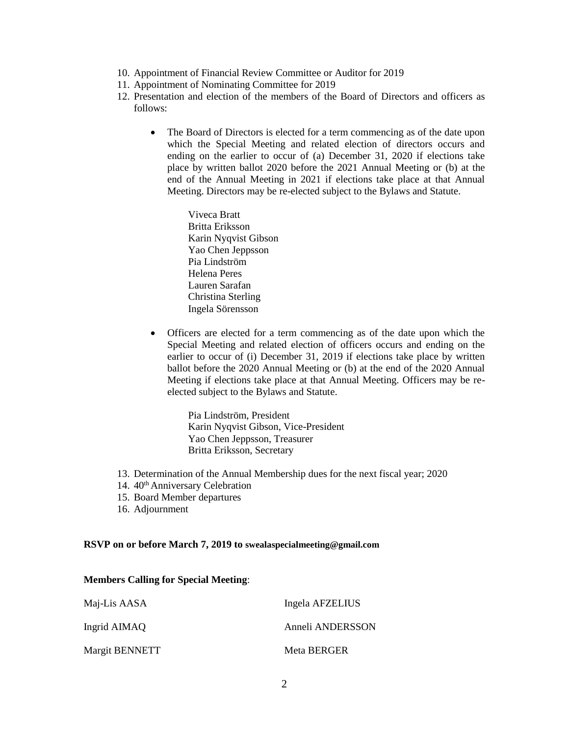10. Appointment of Financial Review Committee or Auditor for 2019
11. Appointment of Nominating Committee for 2019
12. Presentation and election of the members of the Board of Directors and officers as follows:

    - The Board of Directors is elected for a term commencing as of the date upon which the Special Meeting and related election of directors occurs and ending on the earlier to occur of (a) December 31, 2020 if elections take place by written ballot 2020 before the 2021 Annual Meeting or (b) at the end of the Annual Meeting in 2021 if elections take place at that Annual Meeting. Directors may be re-elected subject to the Bylaws and Statute.

      Viveca Bratt
      Britta Eriksson
      Karin Nyqvist Gibson
      Yao Chen Jeppsson
      Pia Lindström
      Helena Peres
      Lauren Sarafan
      Christina Sterling
      Ingela Sörensson

    - Officers are elected for a term commencing as of the date upon which the Special Meeting and related election of officers occurs and ending on the earlier to occur of (i) December 31, 2019 if elections take place by written ballot before the 2020 Annual Meeting or (b) at the end of the 2020 Annual Meeting if elections take place at that Annual Meeting. Officers may be re-elected subject to the Bylaws and Statute.

      Pia Lindström, President
      Karin Nyqvist Gibson, Vice-President
      Yao Chen Jeppsson, Treasurer
      Britta Eriksson, Secretary

13. Determination of the Annual Membership dues for the next fiscal year; 2020
14. 40th Anniversary Celebration
15. Board Member departures
16. Adjournment

**RSVP on or before March 7, 2019 to swealaspecialmeeting@gmail.com**

**Members Calling for Special Meeting**:

| | |
|---|---|
| Maj-Lis AASA | Ingela AFZELIUS |
| Ingrid AIMAQ | Anneli ANDERSSON |
| Margit BENNETT | Meta BERGER |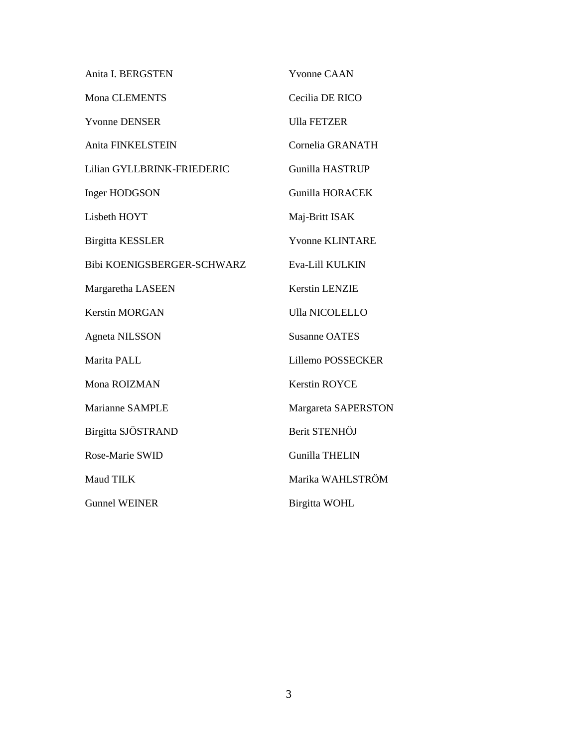Anita I. BERGSTEN

Yvonne CAAN

Mona CLEMENTS

Cecilia DE RICO

Yvonne DENSER

Ulla FETZER

Anita FINKELSTEIN

Cornelia GRANATH

Lilian GYLLBRINK-FRIEDERIC

Gunilla HASTRUP

Inger HODGSON

Gunilla HORACEK

Lisbeth HOYT

Maj-Britt ISAK

Birgitta KESSLER

Yvonne KLINTARE

Bibi KOENIGSBERGER-SCHWARZ

Eva-Lill KULKIN

Margaretha LASEEN

Kerstin LENZIE

Kerstin MORGAN

Ulla NICOLELLO

Agneta NILSSON

Susanne OATES

Marita PALL

Lillemo POSSECKER

Mona ROIZMAN

Kerstin ROYCE

Marianne SAMPLE

Margareta SAPERSTON

Birgitta SJÖSTRAND

Berit STENHÖJ

Rose-Marie SWID

Gunilla THELIN

Maud TILK

Marika WAHLSTRÖM

Gunnel WEINER

Birgitta WOHL